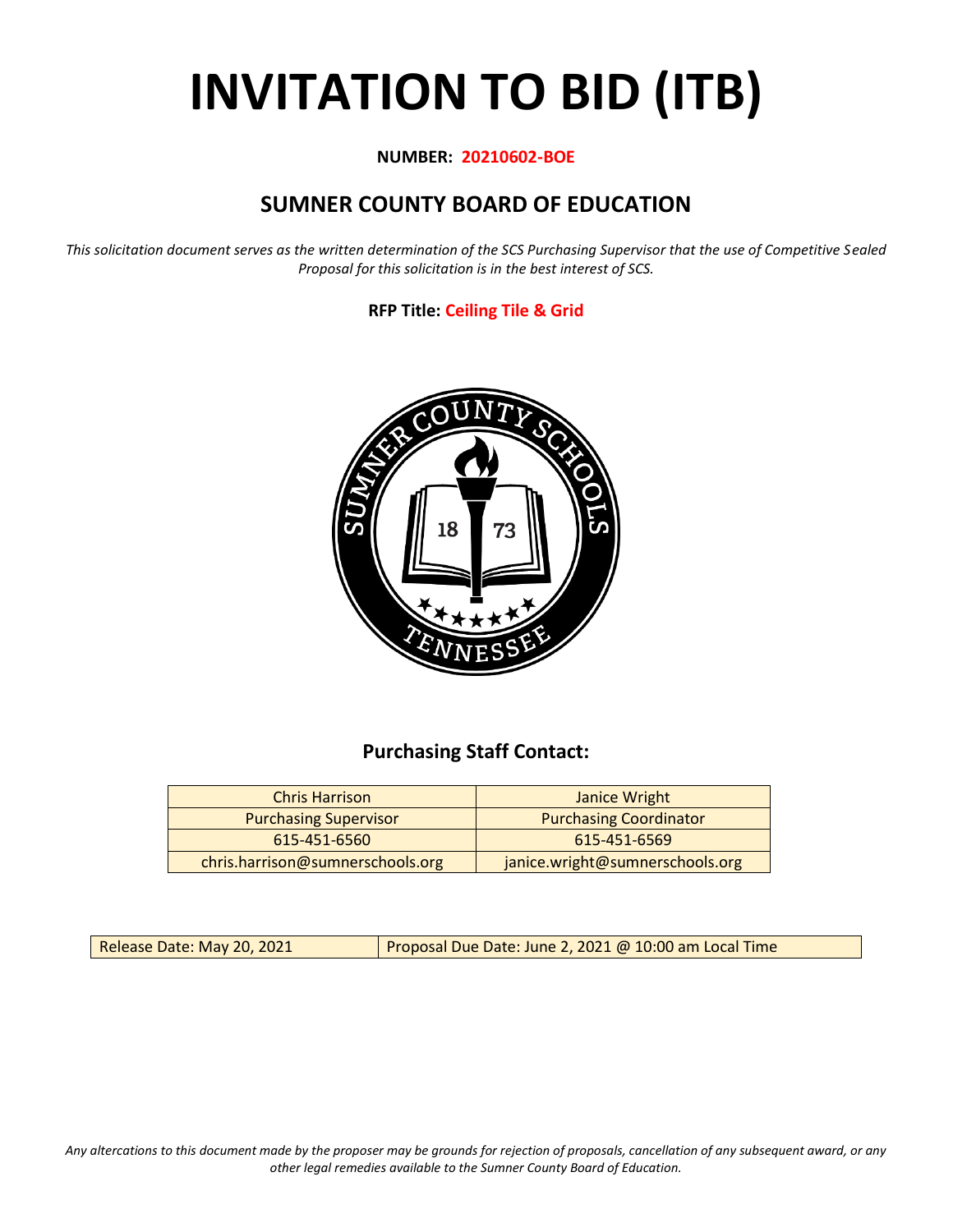# INVITATION TO BID (ITB)

**NUMBER: 20210602-BOE**

## SUMNER COUNTY BOARD OF EDUCATION

*This solicitation document serves as the written determination of the SCS Purchasing Supervisor that the use of Competitive Sealed Proposal for this solicitation is in the best interest of SCS.*

**RFP Title: Ceiling Tile & Grid**

### Purchasing Staff Contact:

| Chris Harrison | Janice Wright |
|---|---|
| Purchasing Supervisor | Purchasing Coordinator |
| 615-451-6560 | 615-451-6569 |
| chris.harrison@sumnerschools.org | janice.wright@sumnerschools.org |

| Release Date: May 20, 2021 | Proposal Due Date: June 2, 2021 @ 10:00 am Local Time |
|---|---|

*Any altercations to this document made by the proposer may be grounds for rejection of proposals, cancellation of any subsequent award, or any other legal remedies available to the Sumner County Board of Education.*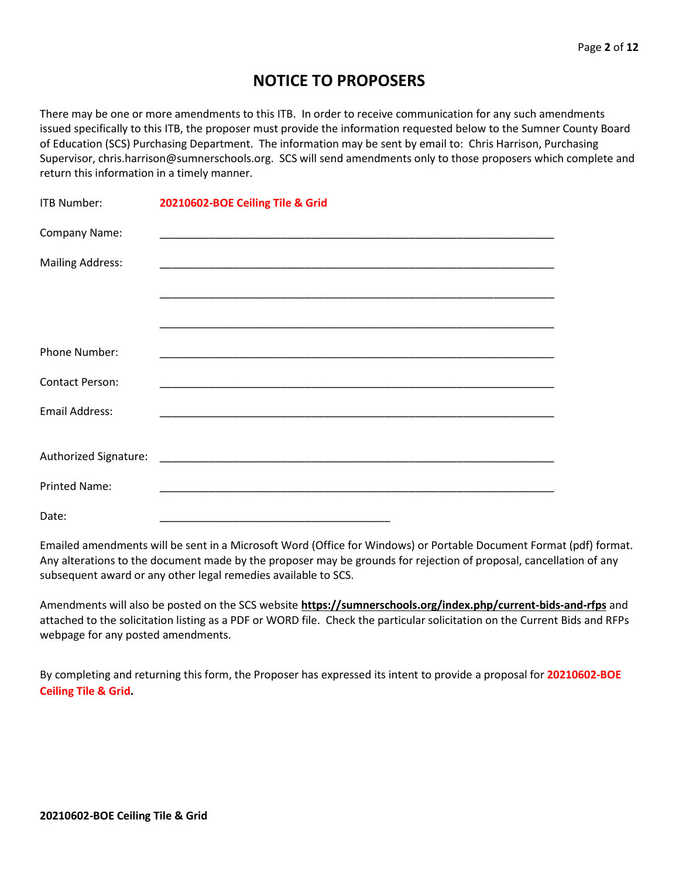# NOTICE TO PROPOSERS

There may be one or more amendments to this ITB. In order to receive communication for any such amendments issued specifically to this ITB, the proposer must provide the information requested below to the Sumner County Board of Education (SCS) Purchasing Department. The information may be sent by email to: Chris Harrison, Purchasing Supervisor, chris.harrison@sumnerschools.org. SCS will send amendments only to those proposers which complete and return this information in a timely manner.

ITB Number: **20210602-BOE Ceiling Tile & Grid**

Company Name: ____________________________________________________________________

Mailing Address: ____________________________________________________________________

____________________________________________________________________

____________________________________________________________________

Phone Number: ____________________________________________________________________

Contact Person: ____________________________________________________________________

Email Address: ____________________________________________________________________

Authorized Signature: ____________________________________________________________________

Printed Name: ____________________________________________________________________

Date: ______________________________________

Emailed amendments will be sent in a Microsoft Word (Office for Windows) or Portable Document Format (pdf) format. Any alterations to the document made by the proposer may be grounds for rejection of proposal, cancellation of any subsequent award or any other legal remedies available to SCS.

Amendments will also be posted on the SCS website **https://sumnerschools.org/index.php/current-bids-and-rfps** and attached to the solicitation listing as a PDF or WORD file. Check the particular solicitation on the Current Bids and RFPs webpage for any posted amendments.

By completing and returning this form, the Proposer has expressed its intent to provide a proposal for **20210602-BOE Ceiling Tile & Grid.**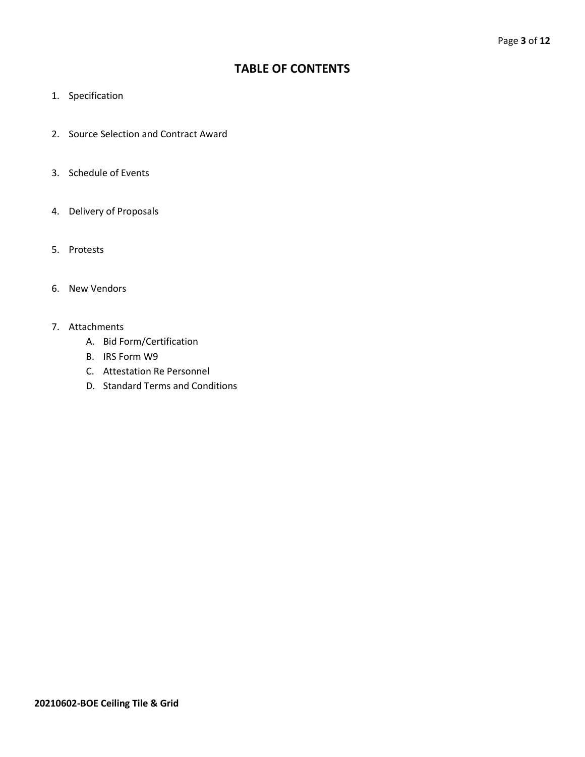# TABLE OF CONTENTS

1. Specification

2. Source Selection and Contract Award

3. Schedule of Events

4. Delivery of Proposals

5. Protests

6. New Vendors

7. Attachments
   A. Bid Form/Certification
   B. IRS Form W9
   C. Attestation Re Personnel
   D. Standard Terms and Conditions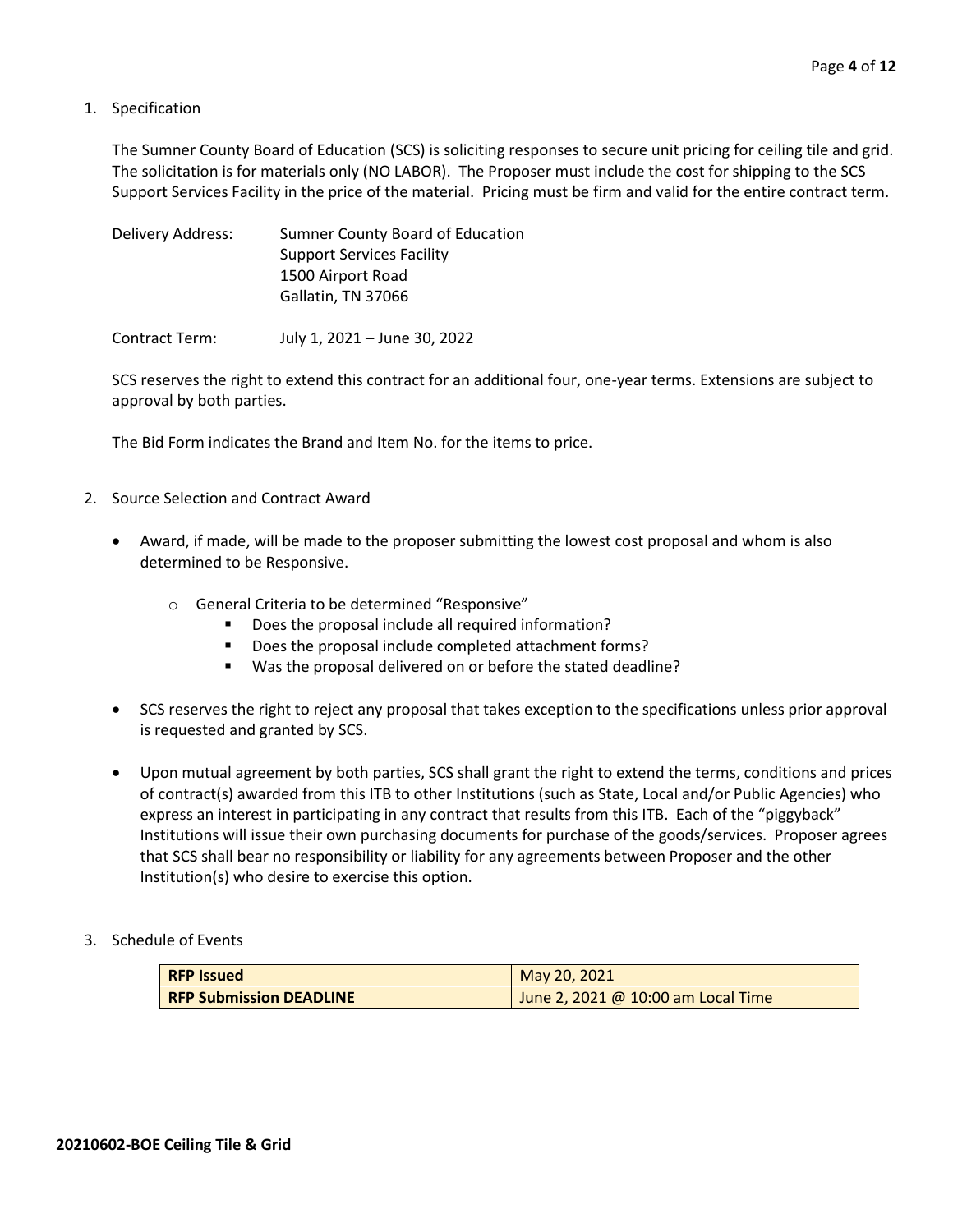1. Specification

   The Sumner County Board of Education (SCS) is soliciting responses to secure unit pricing for ceiling tile and grid. The solicitation is for materials only (NO LABOR). The Proposer must include the cost for shipping to the SCS Support Services Facility in the price of the material. Pricing must be firm and valid for the entire contract term.

   Delivery Address: Sumner County Board of Education
   Support Services Facility
   1500 Airport Road
   Gallatin, TN 37066

   Contract Term: July 1, 2021 – June 30, 2022

   SCS reserves the right to extend this contract for an additional four, one-year terms. Extensions are subject to approval by both parties.

   The Bid Form indicates the Brand and Item No. for the items to price.

2. Source Selection and Contract Award

   - Award, if made, will be made to the proposer submitting the lowest cost proposal and whom is also determined to be Responsive.
     - General Criteria to be determined "Responsive"
       - Does the proposal include all required information?
       - Does the proposal include completed attachment forms?
       - Was the proposal delivered on or before the stated deadline?
   - SCS reserves the right to reject any proposal that takes exception to the specifications unless prior approval is requested and granted by SCS.
   - Upon mutual agreement by both parties, SCS shall grant the right to extend the terms, conditions and prices of contract(s) awarded from this ITB to other Institutions (such as State, Local and/or Public Agencies) who express an interest in participating in any contract that results from this ITB. Each of the "piggyback" Institutions will issue their own purchasing documents for purchase of the goods/services. Proposer agrees that SCS shall bear no responsibility or liability for any agreements between Proposer and the other Institution(s) who desire to exercise this option.

3. Schedule of Events

| **RFP Issued** | May 20, 2021 |
|---|---|
| **RFP Submission DEADLINE** | June 2, 2021 @ 10:00 am Local Time |

**20210602-BOE Ceiling Tile & Grid**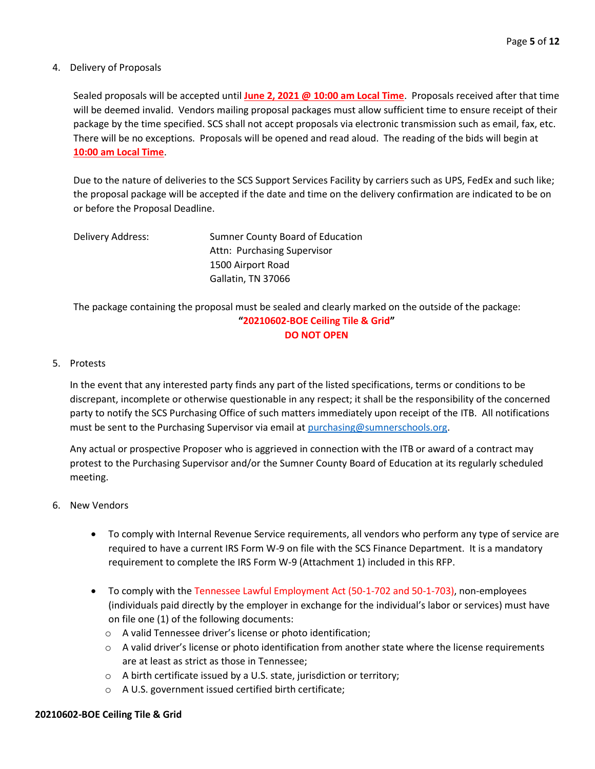4. Delivery of Proposals

   Sealed proposals will be accepted until **June 2, 2021 @ 10:00 am Local Time**. Proposals received after that time will be deemed invalid. Vendors mailing proposal packages must allow sufficient time to ensure receipt of their package by the time specified. SCS shall not accept proposals via electronic transmission such as email, fax, etc. There will be no exceptions. Proposals will be opened and read aloud. The reading of the bids will begin at **10:00 am Local Time**.

   Due to the nature of deliveries to the SCS Support Services Facility by carriers such as UPS, FedEx and such like; the proposal package will be accepted if the date and time on the delivery confirmation are indicated to be on or before the Proposal Deadline.

   Delivery Address: Sumner County Board of Education
   Attn: Purchasing Supervisor
   1500 Airport Road
   Gallatin, TN 37066

   The package containing the proposal must be sealed and clearly marked on the outside of the package:

   **"20210602-BOE Ceiling Tile & Grid"**
   **DO NOT OPEN**

5. Protests

   In the event that any interested party finds any part of the listed specifications, terms or conditions to be discrepant, incomplete or otherwise questionable in any respect; it shall be the responsibility of the concerned party to notify the SCS Purchasing Office of such matters immediately upon receipt of the ITB. All notifications must be sent to the Purchasing Supervisor via email at purchasing@sumnerschools.org.

   Any actual or prospective Proposer who is aggrieved in connection with the ITB or award of a contract may protest to the Purchasing Supervisor and/or the Sumner County Board of Education at its regularly scheduled meeting.

6. New Vendors

   - To comply with Internal Revenue Service requirements, all vendors who perform any type of service are required to have a current IRS Form W-9 on file with the SCS Finance Department. It is a mandatory requirement to complete the IRS Form W-9 (Attachment 1) included in this RFP.
   - To comply with the Tennessee Lawful Employment Act (50-1-702 and 50-1-703), non-employees (individuals paid directly by the employer in exchange for the individual's labor or services) must have on file one (1) of the following documents:
     - A valid Tennessee driver's license or photo identification;
     - A valid driver's license or photo identification from another state where the license requirements are at least as strict as those in Tennessee;
     - A birth certificate issued by a U.S. state, jurisdiction or territory;
     - A U.S. government issued certified birth certificate;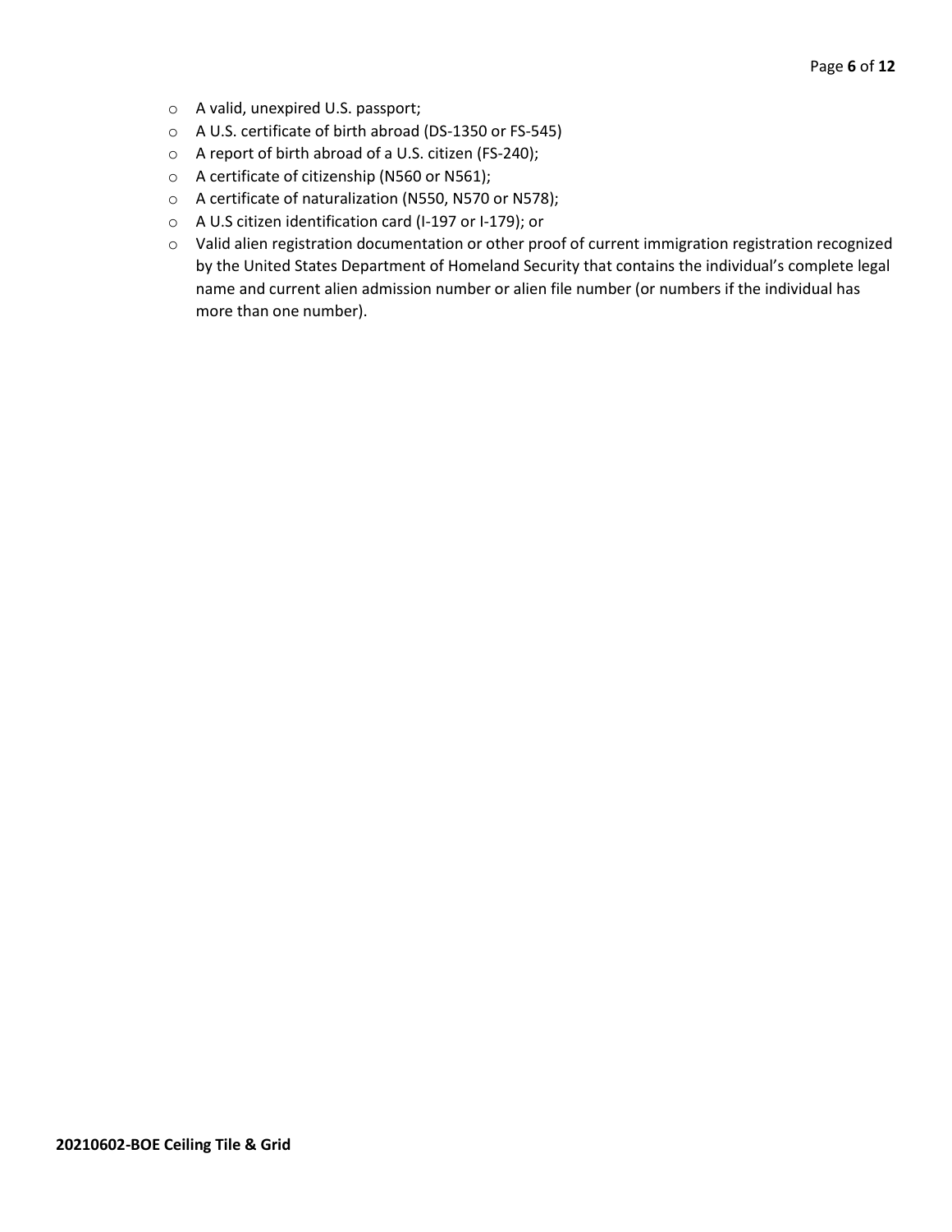- A valid, unexpired U.S. passport;
- A U.S. certificate of birth abroad (DS-1350 or FS-545)
- A report of birth abroad of a U.S. citizen (FS-240);
- A certificate of citizenship (N560 or N561);
- A certificate of naturalization (N550, N570 or N578);
- A U.S citizen identification card (I-197 or I-179); or
- Valid alien registration documentation or other proof of current immigration registration recognized by the United States Department of Homeland Security that contains the individual's complete legal name and current alien admission number or alien file number (or numbers if the individual has more than one number).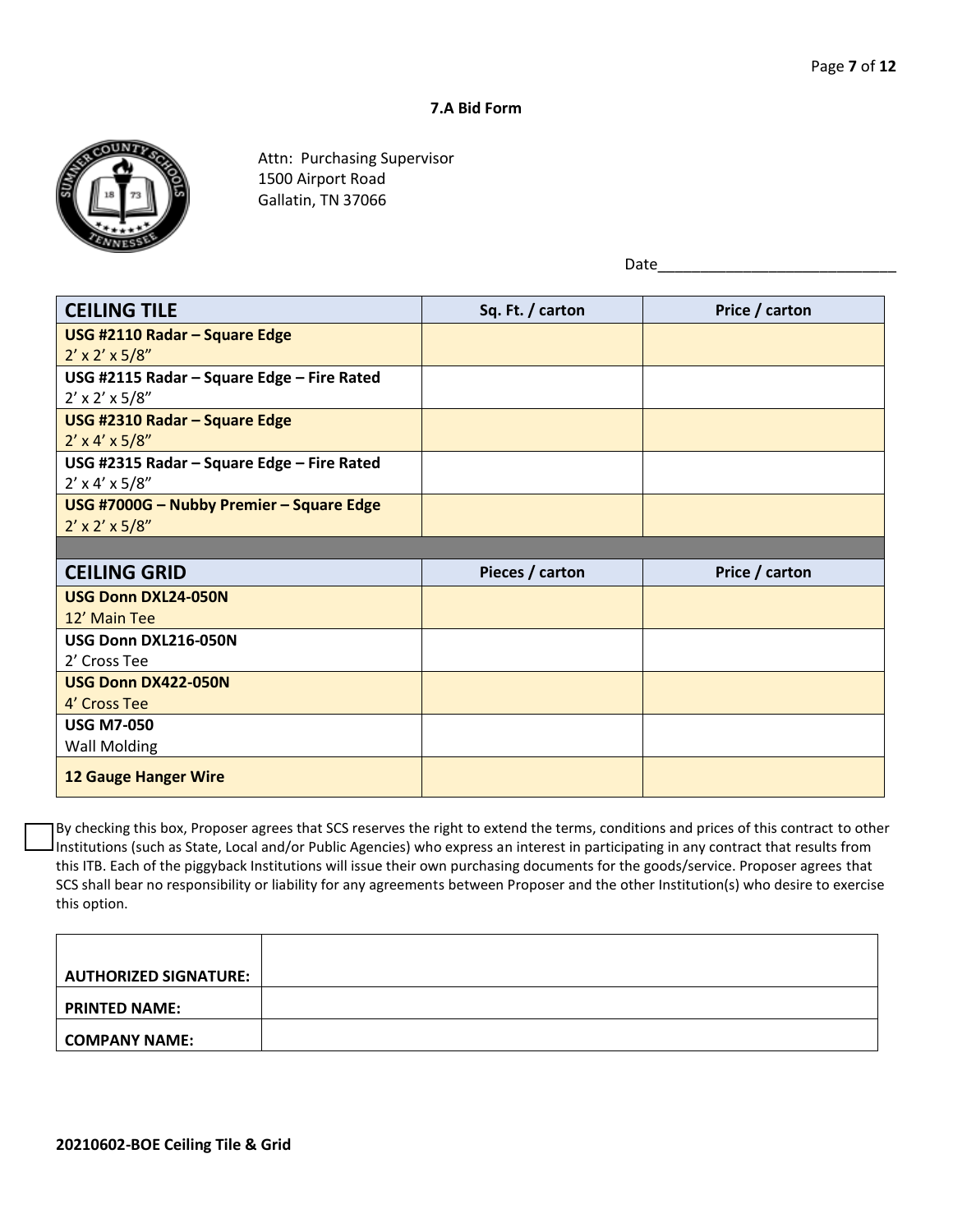### 7.A Bid Form

Attn: Purchasing Supervisor
1500 Airport Road
Gallatin, TN 37066

Date____________________________

| CEILING TILE | Sq. Ft. / carton | Price / carton |
|---|---|---|
| **USG #2110 Radar – Square Edge** 2' x 2' x 5/8" | | |
| **USG #2115 Radar – Square Edge – Fire Rated** 2' x 2' x 5/8" | | |
| **USG #2310 Radar – Square Edge** 2' x 4' x 5/8" | | |
| **USG #2315 Radar – Square Edge – Fire Rated** 2' x 4' x 5/8" | | |
| **USG #7000G – Nubby Premier – Square Edge** 2' x 2' x 5/8" | | |
| **CEILING GRID** | **Pieces / carton** | **Price / carton** |
| **USG Donn DXL24-050N** 12' Main Tee | | |
| **USG Donn DXL216-050N** 2' Cross Tee | | |
| **USG Donn DX422-050N** 4' Cross Tee | | |
| **USG M7-050** Wall Molding | | |
| **12 Gauge Hanger Wire** | | |

☐ By checking this box, Proposer agrees that SCS reserves the right to extend the terms, conditions and prices of this contract to other Institutions (such as State, Local and/or Public Agencies) who express an interest in participating in any contract that results from this ITB. Each of the piggyback Institutions will issue their own purchasing documents for the goods/service. Proposer agrees that SCS shall bear no responsibility or liability for any agreements between Proposer and the other Institution(s) who desire to exercise this option.

| | |
|---|---|
| **AUTHORIZED SIGNATURE:** | |
| **PRINTED NAME:** | |
| **COMPANY NAME:** | |

**20210602-BOE Ceiling Tile & Grid**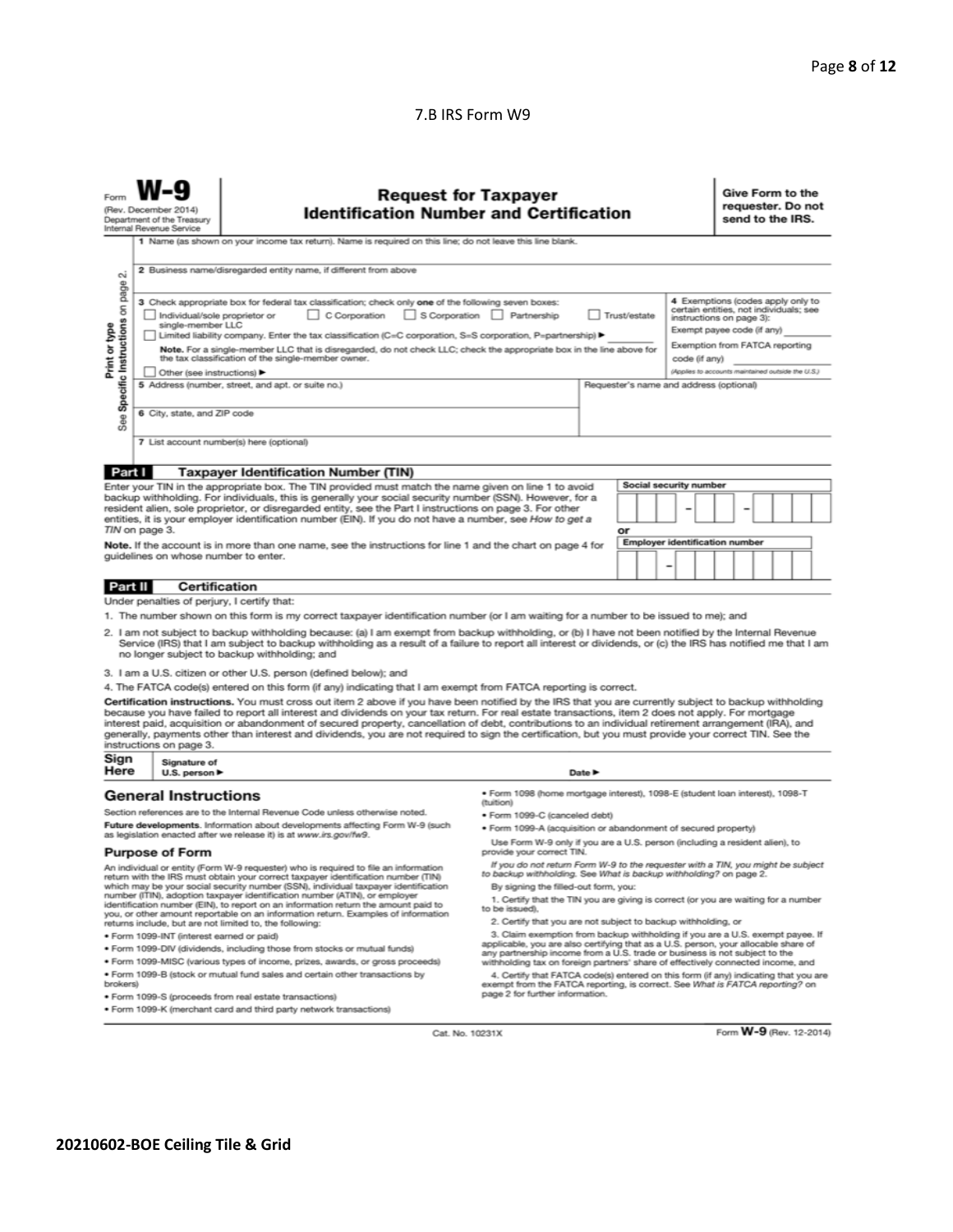7.B IRS Form W9

Form **W-9**
(Rev. December 2014)
Department of the Treasury
Internal Revenue Service

# Request for Taxpayer Identification Number and Certification

**Give Form to the requester. Do not send to the IRS.**

Print or type
See **Specific Instructions** on page 2.

1 Name (as shown on your income tax return). Name is required on this line; do not leave this line blank.

2 Business name/disregarded entity name, if different from above

3 Check appropriate box for federal tax classification; check only **one** of the following seven boxes:

☐ Individual/sole proprietor or single-member LLC ☐ C Corporation ☐ S Corporation ☐ Partnership ☐ Trust/estate

☐ Limited liability company. Enter the tax classification (C=C corporation, S=S corporation, P=partnership) ► ________

**Note.** For a single-member LLC that is disregarded, do not check LLC; check the appropriate box in the line above for the tax classification of the single-member owner.

☐ Other (see instructions) ►

4 Exemptions (codes apply only to certain entities, not individuals; see instructions on page 3):

Exempt payee code (if any) ________

Exemption from FATCA reporting code (if any) ________

*(Applies to accounts maintained outside the U.S.)*

5 Address (number, street, and apt. or suite no.)

Requester's name and address (optional)

6 City, state, and ZIP code

7 List account number(s) here (optional)

## Part I Taxpayer Identification Number (TIN)

Enter your TIN in the appropriate box. The TIN provided must match the name given on line 1 to avoid backup withholding. For individuals, this is generally your social security number (SSN). However, for a resident alien, sole proprietor, or disregarded entity, see the Part I instructions on page 3. For other entities, it is your employer identification number (EIN). If you do not have a number, see *How to get a TIN* on page 3.

**Note.** If the account is in more than one name, see the instructions for line 1 and the chart on page 4 for guidelines on whose number to enter.

**Social security number**

□□□ – □□ – □□□□

or

**Employer identification number**

□□ – □□□□□□□

## Part II Certification

Under penalties of perjury, I certify that:

1. The number shown on this form is my correct taxpayer identification number (or I am waiting for a number to be issued to me); and
2. I am not subject to backup withholding because: (a) I am exempt from backup withholding, or (b) I have not been notified by the Internal Revenue Service (IRS) that I am subject to backup withholding as a result of a failure to report all interest or dividends, or (c) the IRS has notified me that I am no longer subject to backup withholding; and
3. I am a U.S. citizen or other U.S. person (defined below); and
4. The FATCA code(s) entered on this form (if any) indicating that I am exempt from FATCA reporting is correct.

**Certification instructions.** You must cross out item 2 above if you have been notified by the IRS that you are currently subject to backup withholding because you have failed to report all interest and dividends on your tax return. For real estate transactions, item 2 does not apply. For mortgage interest paid, acquisition or abandonment of secured property, cancellation of debt, contributions to an individual retirement arrangement (IRA), and generally, payments other than interest and dividends, you are not required to sign the certification, but you must provide your correct TIN. See the instructions on page 3.

**Sign Here** Signature of U.S. person ► Date ►

## General Instructions

Section references are to the Internal Revenue Code unless otherwise noted.

**Future developments.** Information about developments affecting Form W-9 (such as legislation enacted after we release it) is at *www.irs.gov/fw9*.

### Purpose of Form

An individual or entity (Form W-9 requester) who is required to file an information return with the IRS must obtain your correct taxpayer identification number (TIN) which may be your social security number (SSN), individual taxpayer identification number (ITIN), adoption taxpayer identification number (ATIN), or employer identification number (EIN), to report on an information return the amount paid to you, or other amount reportable on an information return. Examples of information returns include, but are not limited to, the following:

- Form 1099-INT (interest earned or paid)
- Form 1099-DIV (dividends, including those from stocks or mutual funds)
- Form 1099-MISC (various types of income, prizes, awards, or gross proceeds)
- Form 1099-B (stock or mutual fund sales and certain other transactions by brokers)
- Form 1099-S (proceeds from real estate transactions)
- Form 1099-K (merchant card and third party network transactions)
- Form 1098 (home mortgage interest), 1098-E (student loan interest), 1098-T (tuition)
- Form 1099-C (canceled debt)
- Form 1099-A (acquisition or abandonment of secured property)

Use Form W-9 only if you are a U.S. person (including a resident alien), to provide your correct TIN.

*If you do not return Form W-9 to the requester with a TIN, you might be subject to backup withholding. See What is backup withholding? on page 2.*

By signing the filled-out form, you:

1. Certify that the TIN you are giving is correct (or you are waiting for a number to be issued),
2. Certify that you are not subject to backup withholding, or
3. Claim exemption from backup withholding if you are a U.S. exempt payee. If applicable, you are also certifying that as a U.S. person, your allocable share of any partnership income from a U.S. trade or business is not subject to the withholding tax on foreign partners' share of effectively connected income, and
4. Certify that FATCA code(s) entered on this form (if any) indicating that you are exempt from the FATCA reporting, is correct. See *What is FATCA reporting?* on page 2 for further information.

Cat. No. 10231X

Form **W-9** (Rev. 12-2014)

**20210602-BOE Ceiling Tile & Grid**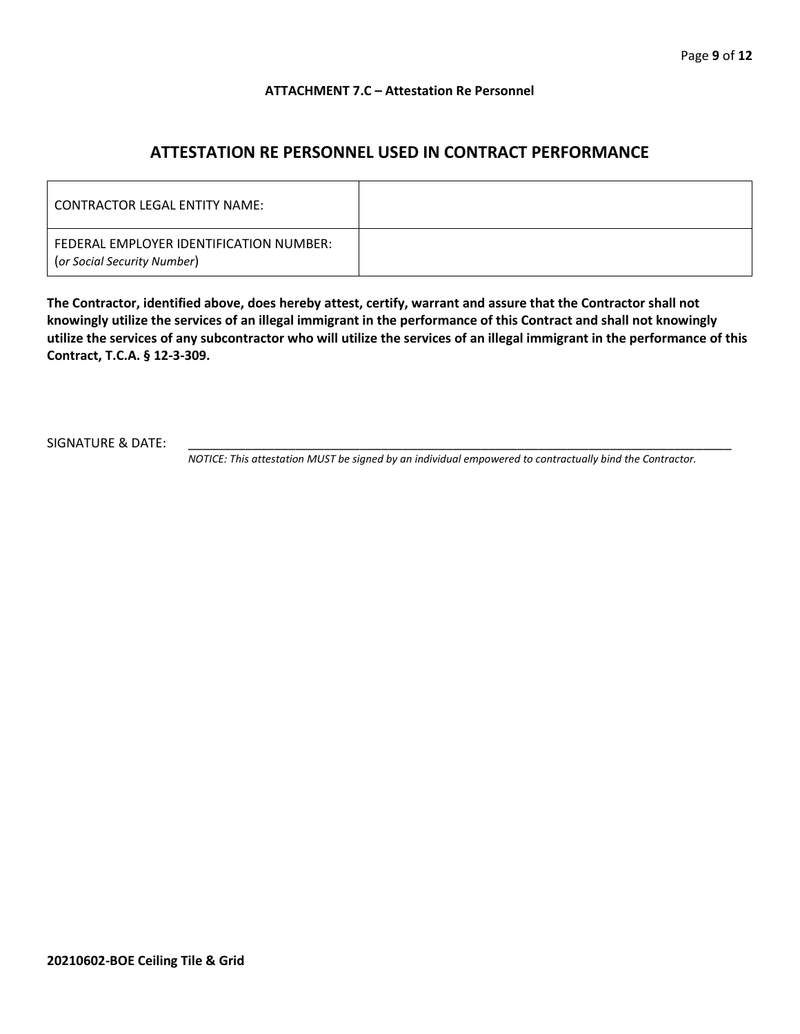**ATTACHMENT 7.C – Attestation Re Personnel**

## ATTESTATION RE PERSONNEL USED IN CONTRACT PERFORMANCE

| CONTRACTOR LEGAL ENTITY NAME: | |
|---|---|
| FEDERAL EMPLOYER IDENTIFICATION NUMBER: (*or Social Security Number*) | |

**The Contractor, identified above, does hereby attest, certify, warrant and assure that the Contractor shall not knowingly utilize the services of an illegal immigrant in the performance of this Contract and shall not knowingly utilize the services of any subcontractor who will utilize the services of an illegal immigrant in the performance of this Contract, T.C.A. § 12-3-309.**

SIGNATURE & DATE: ____________________________________________________________________

*NOTICE: This attestation MUST be signed by an individual empowered to contractually bind the Contractor.*

**20210602-BOE Ceiling Tile & Grid**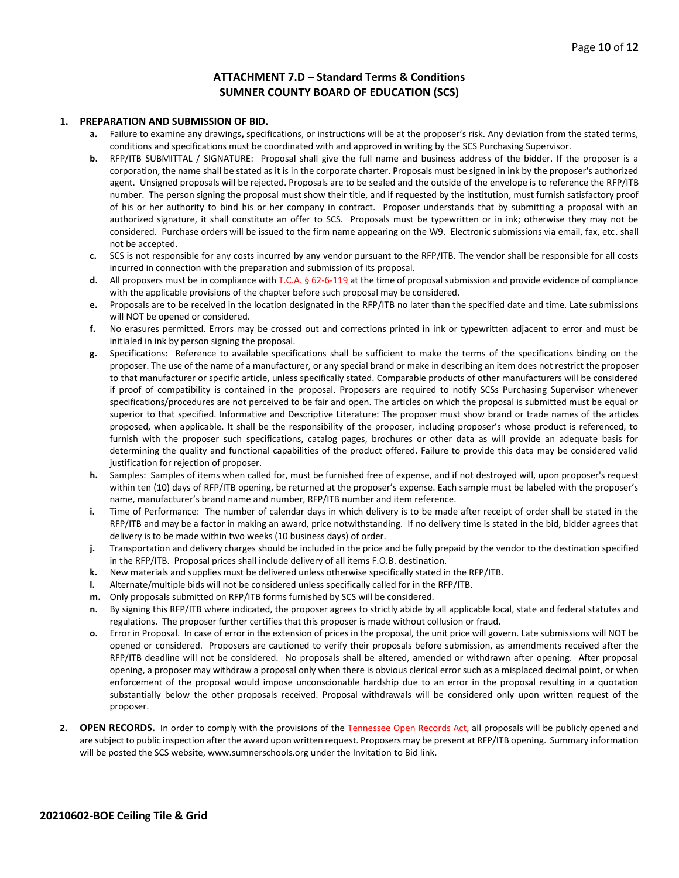# ATTACHMENT 7.D – Standard Terms & Conditions
## SUMNER COUNTY BOARD OF EDUCATION (SCS)

1. **PREPARATION AND SUBMISSION OF BID.**
   - **a.** Failure to examine any drawings**,** specifications, or instructions will be at the proposer's risk. Any deviation from the stated terms, conditions and specifications must be coordinated with and approved in writing by the SCS Purchasing Supervisor.
   - **b.** RFP/ITB SUBMITTAL / SIGNATURE: Proposal shall give the full name and business address of the bidder. If the proposer is a corporation, the name shall be stated as it is in the corporate charter. Proposals must be signed in ink by the proposer's authorized agent. Unsigned proposals will be rejected. Proposals are to be sealed and the outside of the envelope is to reference the RFP/ITB number. The person signing the proposal must show their title, and if requested by the institution, must furnish satisfactory proof of his or her authority to bind his or her company in contract. Proposer understands that by submitting a proposal with an authorized signature, it shall constitute an offer to SCS. Proposals must be typewritten or in ink; otherwise they may not be considered. Purchase orders will be issued to the firm name appearing on the W9. Electronic submissions via email, fax, etc. shall not be accepted.
   - **c.** SCS is not responsible for any costs incurred by any vendor pursuant to the RFP/ITB. The vendor shall be responsible for all costs incurred in connection with the preparation and submission of its proposal.
   - **d.** All proposers must be in compliance with T.C.A. § 62-6-119 at the time of proposal submission and provide evidence of compliance with the applicable provisions of the chapter before such proposal may be considered.
   - **e.** Proposals are to be received in the location designated in the RFP/ITB no later than the specified date and time. Late submissions will NOT be opened or considered.
   - **f.** No erasures permitted. Errors may be crossed out and corrections printed in ink or typewritten adjacent to error and must be initialed in ink by person signing the proposal.
   - **g.** Specifications: Reference to available specifications shall be sufficient to make the terms of the specifications binding on the proposer. The use of the name of a manufacturer, or any special brand or make in describing an item does not restrict the proposer to that manufacturer or specific article, unless specifically stated. Comparable products of other manufacturers will be considered if proof of compatibility is contained in the proposal. Proposers are required to notify SCSs Purchasing Supervisor whenever specifications/procedures are not perceived to be fair and open. The articles on which the proposal is submitted must be equal or superior to that specified. Informative and Descriptive Literature: The proposer must show brand or trade names of the articles proposed, when applicable. It shall be the responsibility of the proposer, including proposer's whose product is referenced, to furnish with the proposer such specifications, catalog pages, brochures or other data as will provide an adequate basis for determining the quality and functional capabilities of the product offered. Failure to provide this data may be considered valid justification for rejection of proposer.
   - **h.** Samples: Samples of items when called for, must be furnished free of expense, and if not destroyed will, upon proposer's request within ten (10) days of RFP/ITB opening, be returned at the proposer's expense. Each sample must be labeled with the proposer's name, manufacturer's brand name and number, RFP/ITB number and item reference.
   - **i.** Time of Performance: The number of calendar days in which delivery is to be made after receipt of order shall be stated in the RFP/ITB and may be a factor in making an award, price notwithstanding. If no delivery time is stated in the bid, bidder agrees that delivery is to be made within two weeks (10 business days) of order.
   - **j.** Transportation and delivery charges should be included in the price and be fully prepaid by the vendor to the destination specified in the RFP/ITB. Proposal prices shall include delivery of all items F.O.B. destination.
   - **k.** New materials and supplies must be delivered unless otherwise specifically stated in the RFP/ITB.
   - **l.** Alternate/multiple bids will not be considered unless specifically called for in the RFP/ITB.
   - **m.** Only proposals submitted on RFP/ITB forms furnished by SCS will be considered.
   - **n.** By signing this RFP/ITB where indicated, the proposer agrees to strictly abide by all applicable local, state and federal statutes and regulations. The proposer further certifies that this proposer is made without collusion or fraud.
   - **o.** Error in Proposal. In case of error in the extension of prices in the proposal, the unit price will govern. Late submissions will NOT be opened or considered. Proposers are cautioned to verify their proposals before submission, as amendments received after the RFP/ITB deadline will not be considered. No proposals shall be altered, amended or withdrawn after opening. After proposal opening, a proposer may withdraw a proposal only when there is obvious clerical error such as a misplaced decimal point, or when enforcement of the proposal would impose unconscionable hardship due to an error in the proposal resulting in a quotation substantially below the other proposals received. Proposal withdrawals will be considered only upon written request of the proposer.

2. **OPEN RECORDS.** In order to comply with the provisions of the Tennessee Open Records Act, all proposals will be publicly opened and are subject to public inspection after the award upon written request. Proposers may be present at RFP/ITB opening. Summary information will be posted the SCS website, www.sumnerschools.org under the Invitation to Bid link.

**20210602-BOE Ceiling Tile & Grid**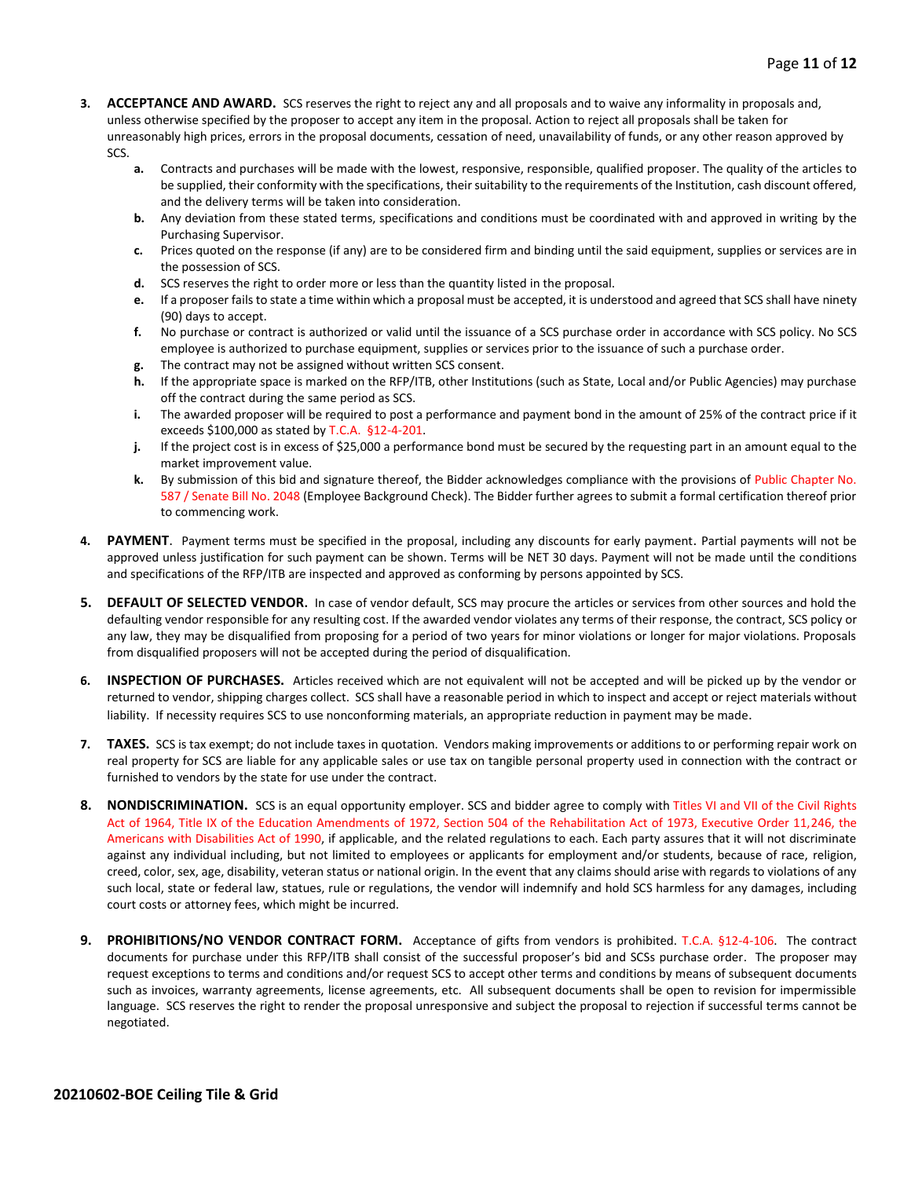3. **ACCEPTANCE AND AWARD.** SCS reserves the right to reject any and all proposals and to waive any informality in proposals and, unless otherwise specified by the proposer to accept any item in the proposal. Action to reject all proposals shall be taken for unreasonably high prices, errors in the proposal documents, cessation of need, unavailability of funds, or any other reason approved by SCS.
   - **a.** Contracts and purchases will be made with the lowest, responsive, responsible, qualified proposer. The quality of the articles to be supplied, their conformity with the specifications, their suitability to the requirements of the Institution, cash discount offered, and the delivery terms will be taken into consideration.
   - **b.** Any deviation from these stated terms, specifications and conditions must be coordinated with and approved in writing by the Purchasing Supervisor.
   - **c.** Prices quoted on the response (if any) are to be considered firm and binding until the said equipment, supplies or services are in the possession of SCS.
   - **d.** SCS reserves the right to order more or less than the quantity listed in the proposal.
   - **e.** If a proposer fails to state a time within which a proposal must be accepted, it is understood and agreed that SCS shall have ninety (90) days to accept.
   - **f.** No purchase or contract is authorized or valid until the issuance of a SCS purchase order in accordance with SCS policy. No SCS employee is authorized to purchase equipment, supplies or services prior to the issuance of such a purchase order.
   - **g.** The contract may not be assigned without written SCS consent.
   - **h.** If the appropriate space is marked on the RFP/ITB, other Institutions (such as State, Local and/or Public Agencies) may purchase off the contract during the same period as SCS.
   - **i.** The awarded proposer will be required to post a performance and payment bond in the amount of 25% of the contract price if it exceeds $100,000 as stated by T.C.A. §12-4-201.
   - **j.** If the project cost is in excess of $25,000 a performance bond must be secured by the requesting part in an amount equal to the market improvement value.
   - **k.** By submission of this bid and signature thereof, the Bidder acknowledges compliance with the provisions of Public Chapter No. 587 / Senate Bill No. 2048 (Employee Background Check). The Bidder further agrees to submit a formal certification thereof prior to commencing work.

4. **PAYMENT**. Payment terms must be specified in the proposal, including any discounts for early payment. Partial payments will not be approved unless justification for such payment can be shown. Terms will be NET 30 days. Payment will not be made until the conditions and specifications of the RFP/ITB are inspected and approved as conforming by persons appointed by SCS.

5. **DEFAULT OF SELECTED VENDOR.** In case of vendor default, SCS may procure the articles or services from other sources and hold the defaulting vendor responsible for any resulting cost. If the awarded vendor violates any terms of their response, the contract, SCS policy or any law, they may be disqualified from proposing for a period of two years for minor violations or longer for major violations. Proposals from disqualified proposers will not be accepted during the period of disqualification.

6. **INSPECTION OF PURCHASES.** Articles received which are not equivalent will not be accepted and will be picked up by the vendor or returned to vendor, shipping charges collect. SCS shall have a reasonable period in which to inspect and accept or reject materials without liability. If necessity requires SCS to use nonconforming materials, an appropriate reduction in payment may be made.

7. **TAXES.** SCS is tax exempt; do not include taxes in quotation. Vendors making improvements or additions to or performing repair work on real property for SCS are liable for any applicable sales or use tax on tangible personal property used in connection with the contract or furnished to vendors by the state for use under the contract.

8. **NONDISCRIMINATION.** SCS is an equal opportunity employer. SCS and bidder agree to comply with Titles VI and VII of the Civil Rights Act of 1964, Title IX of the Education Amendments of 1972, Section 504 of the Rehabilitation Act of 1973, Executive Order 11,246, the Americans with Disabilities Act of 1990, if applicable, and the related regulations to each. Each party assures that it will not discriminate against any individual including, but not limited to employees or applicants for employment and/or students, because of race, religion, creed, color, sex, age, disability, veteran status or national origin. In the event that any claims should arise with regards to violations of any such local, state or federal law, statues, rule or regulations, the vendor will indemnify and hold SCS harmless for any damages, including court costs or attorney fees, which might be incurred.

9. **PROHIBITIONS/NO VENDOR CONTRACT FORM.** Acceptance of gifts from vendors is prohibited. T.C.A. §12-4-106. The contract documents for purchase under this RFP/ITB shall consist of the successful proposer's bid and SCSs purchase order. The proposer may request exceptions to terms and conditions and/or request SCS to accept other terms and conditions by means of subsequent documents such as invoices, warranty agreements, license agreements, etc. All subsequent documents shall be open to revision for impermissible language. SCS reserves the right to render the proposal unresponsive and subject the proposal to rejection if successful terms cannot be negotiated.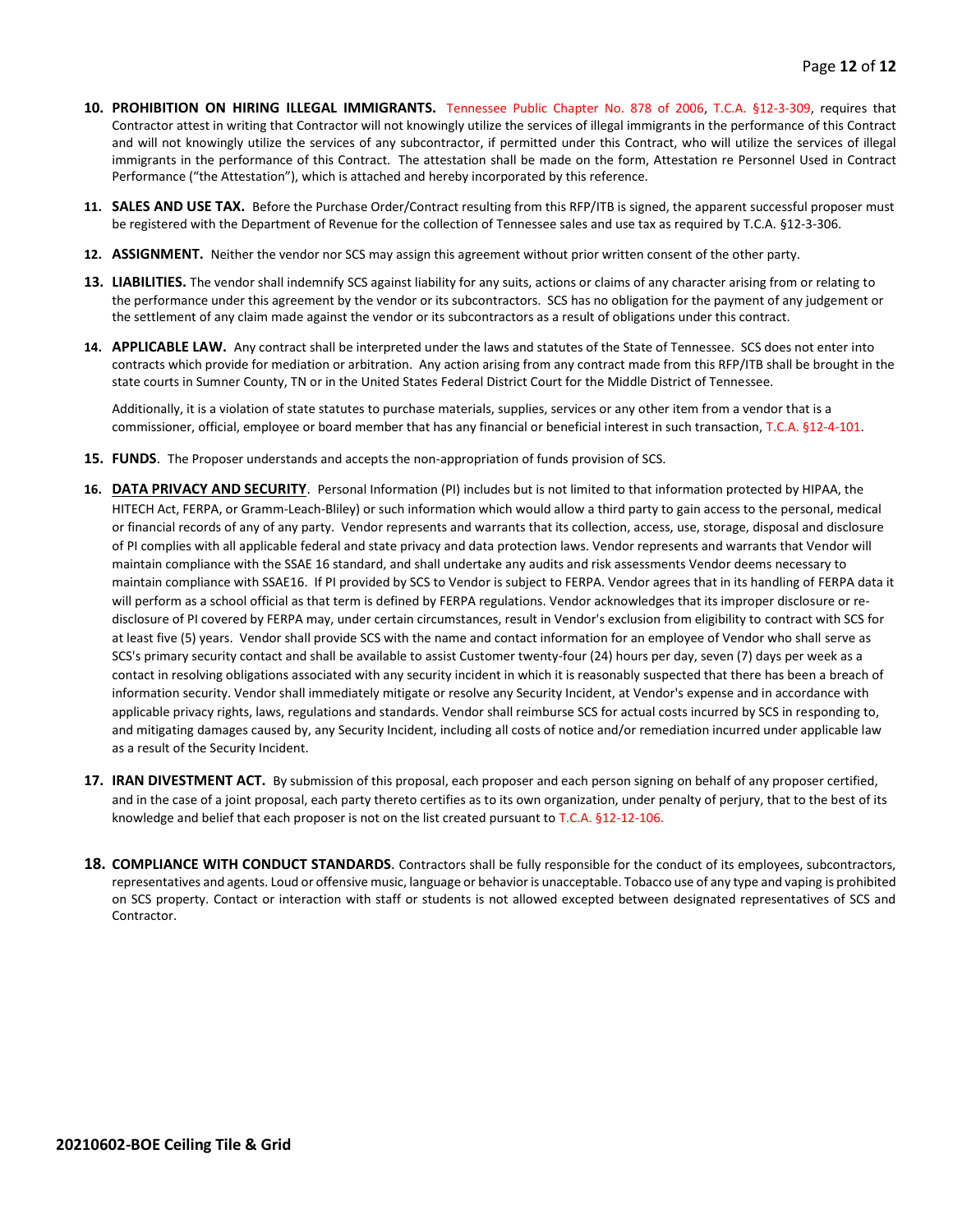10. **PROHIBITION ON HIRING ILLEGAL IMMIGRANTS.** Tennessee Public Chapter No. 878 of 2006, T.C.A. §12-3-309, requires that Contractor attest in writing that Contractor will not knowingly utilize the services of illegal immigrants in the performance of this Contract and will not knowingly utilize the services of any subcontractor, if permitted under this Contract, who will utilize the services of illegal immigrants in the performance of this Contract. The attestation shall be made on the form, Attestation re Personnel Used in Contract Performance ("the Attestation"), which is attached and hereby incorporated by this reference.

11. **SALES AND USE TAX.** Before the Purchase Order/Contract resulting from this RFP/ITB is signed, the apparent successful proposer must be registered with the Department of Revenue for the collection of Tennessee sales and use tax as required by T.C.A. §12-3-306.

12. **ASSIGNMENT.** Neither the vendor nor SCS may assign this agreement without prior written consent of the other party.

13. **LIABILITIES.** The vendor shall indemnify SCS against liability for any suits, actions or claims of any character arising from or relating to the performance under this agreement by the vendor or its subcontractors. SCS has no obligation for the payment of any judgement or the settlement of any claim made against the vendor or its subcontractors as a result of obligations under this contract.

14. **APPLICABLE LAW.** Any contract shall be interpreted under the laws and statutes of the State of Tennessee. SCS does not enter into contracts which provide for mediation or arbitration. Any action arising from any contract made from this RFP/ITB shall be brought in the state courts in Sumner County, TN or in the United States Federal District Court for the Middle District of Tennessee.

    Additionally, it is a violation of state statutes to purchase materials, supplies, services or any other item from a vendor that is a commissioner, official, employee or board member that has any financial or beneficial interest in such transaction, T.C.A. §12-4-101.

15. **FUNDS**. The Proposer understands and accepts the non-appropriation of funds provision of SCS.

16. **DATA PRIVACY AND SECURITY**. Personal Information (PI) includes but is not limited to that information protected by HIPAA, the HITECH Act, FERPA, or Gramm-Leach-Bliley) or such information which would allow a third party to gain access to the personal, medical or financial records of any of any party. Vendor represents and warrants that its collection, access, use, storage, disposal and disclosure of PI complies with all applicable federal and state privacy and data protection laws. Vendor represents and warrants that Vendor will maintain compliance with the SSAE 16 standard, and shall undertake any audits and risk assessments Vendor deems necessary to maintain compliance with SSAE16. If PI provided by SCS to Vendor is subject to FERPA. Vendor agrees that in its handling of FERPA data it will perform as a school official as that term is defined by FERPA regulations. Vendor acknowledges that its improper disclosure or re-disclosure of PI covered by FERPA may, under certain circumstances, result in Vendor's exclusion from eligibility to contract with SCS for at least five (5) years. Vendor shall provide SCS with the name and contact information for an employee of Vendor who shall serve as SCS's primary security contact and shall be available to assist Customer twenty-four (24) hours per day, seven (7) days per week as a contact in resolving obligations associated with any security incident in which it is reasonably suspected that there has been a breach of information security. Vendor shall immediately mitigate or resolve any Security Incident, at Vendor's expense and in accordance with applicable privacy rights, laws, regulations and standards. Vendor shall reimburse SCS for actual costs incurred by SCS in responding to, and mitigating damages caused by, any Security Incident, including all costs of notice and/or remediation incurred under applicable law as a result of the Security Incident.

17. **IRAN DIVESTMENT ACT.** By submission of this proposal, each proposer and each person signing on behalf of any proposer certified, and in the case of a joint proposal, each party thereto certifies as to its own organization, under penalty of perjury, that to the best of its knowledge and belief that each proposer is not on the list created pursuant to T.C.A. §12-12-106.

18. **COMPLIANCE WITH CONDUCT STANDARDS**. Contractors shall be fully responsible for the conduct of its employees, subcontractors, representatives and agents. Loud or offensive music, language or behavior is unacceptable. Tobacco use of any type and vaping is prohibited on SCS property. Contact or interaction with staff or students is not allowed excepted between designated representatives of SCS and Contractor.

**20210602-BOE Ceiling Tile & Grid**